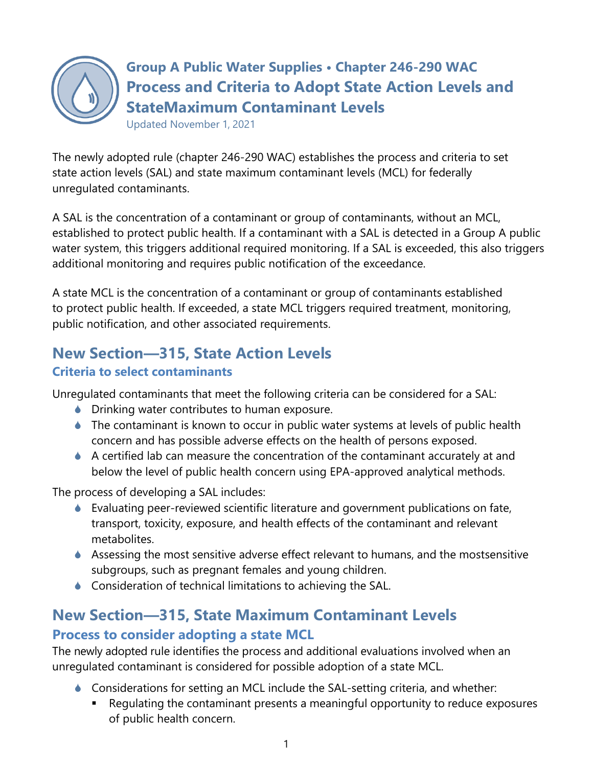# Group A Public Water Supplies • Chapter 246-290 WAC
# Process and Criteria to Adopt State Action Levels and StateMaximum Contaminant Levels

Updated November 1, 2021

The newly adopted rule (chapter 246-290 WAC) establishes the process and criteria to set state action levels (SAL) and state maximum contaminant levels (MCL) for federally unregulated contaminants.

A SAL is the concentration of a contaminant or group of contaminants, without an MCL, established to protect public health. If a contaminant with a SAL is detected in a Group A public water system, this triggers additional required monitoring. If a SAL is exceeded, this also triggers additional monitoring and requires public notification of the exceedance.

A state MCL is the concentration of a contaminant or group of contaminants established to protect public health. If exceeded, a state MCL triggers required treatment, monitoring, public notification, and other associated requirements.

## New Section—315, State Action Levels

### Criteria to select contaminants

Unregulated contaminants that meet the following criteria can be considered for a SAL:

- Drinking water contributes to human exposure.
- The contaminant is known to occur in public water systems at levels of public health concern and has possible adverse effects on the health of persons exposed.
- A certified lab can measure the concentration of the contaminant accurately at and below the level of public health concern using EPA-approved analytical methods.

The process of developing a SAL includes:

- Evaluating peer-reviewed scientific literature and government publications on fate, transport, toxicity, exposure, and health effects of the contaminant and relevant metabolites.
- Assessing the most sensitive adverse effect relevant to humans, and the mostsensitive subgroups, such as pregnant females and young children.
- Consideration of technical limitations to achieving the SAL.

## New Section—315, State Maximum Contaminant Levels

### Process to consider adopting a state MCL

The newly adopted rule identifies the process and additional evaluations involved when an unregulated contaminant is considered for possible adoption of a state MCL.

- Considerations for setting an MCL include the SAL-setting criteria, and whether:
  - Regulating the contaminant presents a meaningful opportunity to reduce exposures of public health concern.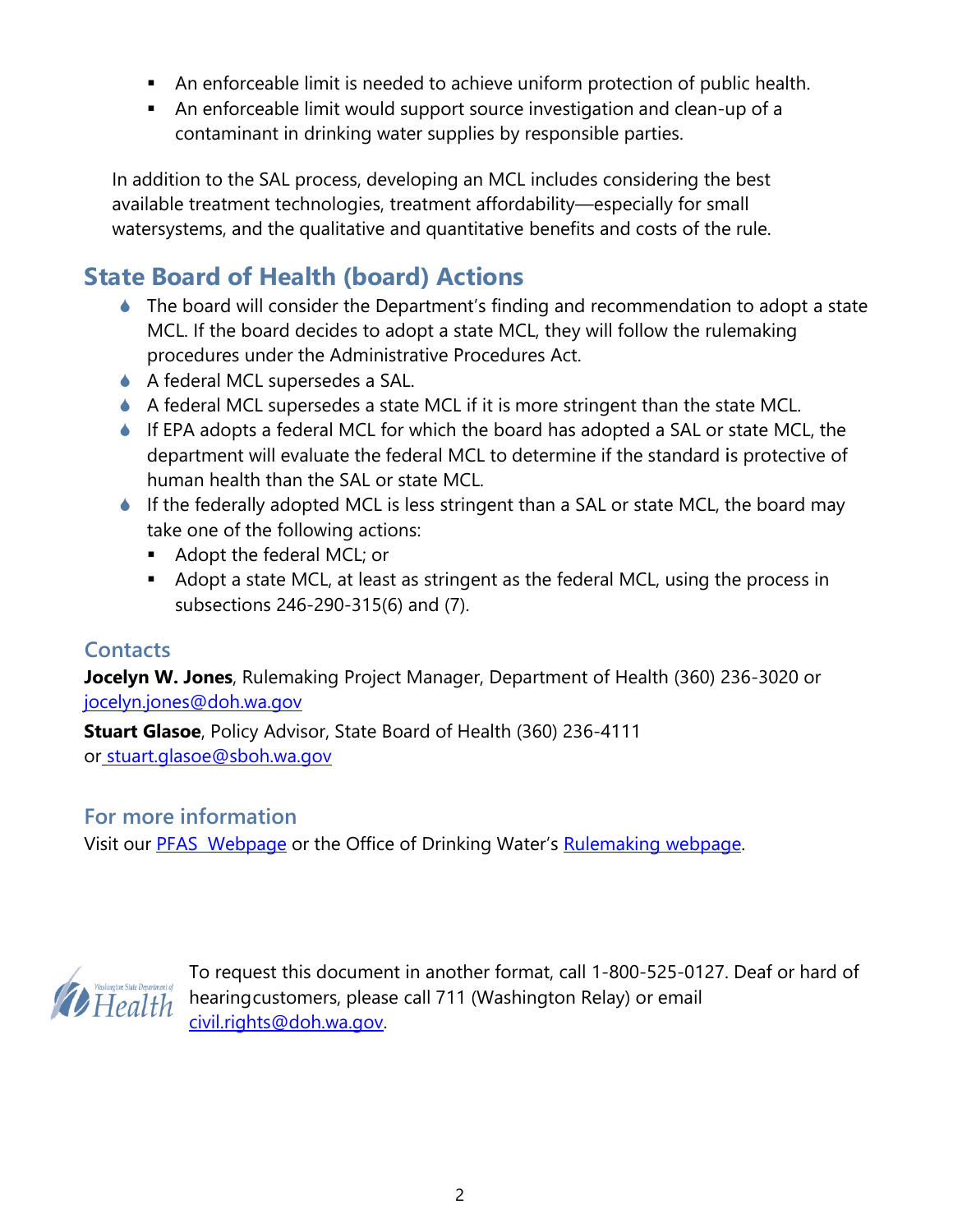- An enforceable limit is needed to achieve uniform protection of public health.
- An enforceable limit would support source investigation and clean-up of a contaminant in drinking water supplies by responsible parties.

In addition to the SAL process, developing an MCL includes considering the best available treatment technologies, treatment affordability—especially for small watersystems, and the qualitative and quantitative benefits and costs of the rule.

## State Board of Health (board) Actions

- The board will consider the Department's finding and recommendation to adopt a state MCL. If the board decides to adopt a state MCL, they will follow the rulemaking procedures under the Administrative Procedures Act.
- A federal MCL supersedes a SAL.
- A federal MCL supersedes a state MCL if it is more stringent than the state MCL.
- If EPA adopts a federal MCL for which the board has adopted a SAL or state MCL, the department will evaluate the federal MCL to determine if the standard is protective of human health than the SAL or state MCL.
- If the federally adopted MCL is less stringent than a SAL or state MCL, the board may take one of the following actions:
  - Adopt the federal MCL; or
  - Adopt a state MCL, at least as stringent as the federal MCL, using the process in subsections 246-290-315(6) and (7).

### Contacts

**Jocelyn W. Jones**, Rulemaking Project Manager, Department of Health (360) 236-3020 or jocelyn.jones@doh.wa.gov

**Stuart Glasoe**, Policy Advisor, State Board of Health (360) 236-4111 or stuart.glasoe@sboh.wa.gov

### For more information

Visit our PFAS Webpage or the Office of Drinking Water's Rulemaking webpage.

To request this document in another format, call 1-800-525-0127. Deaf or hard of hearing customers, please call 711 (Washington Relay) or email civil.rights@doh.wa.gov.